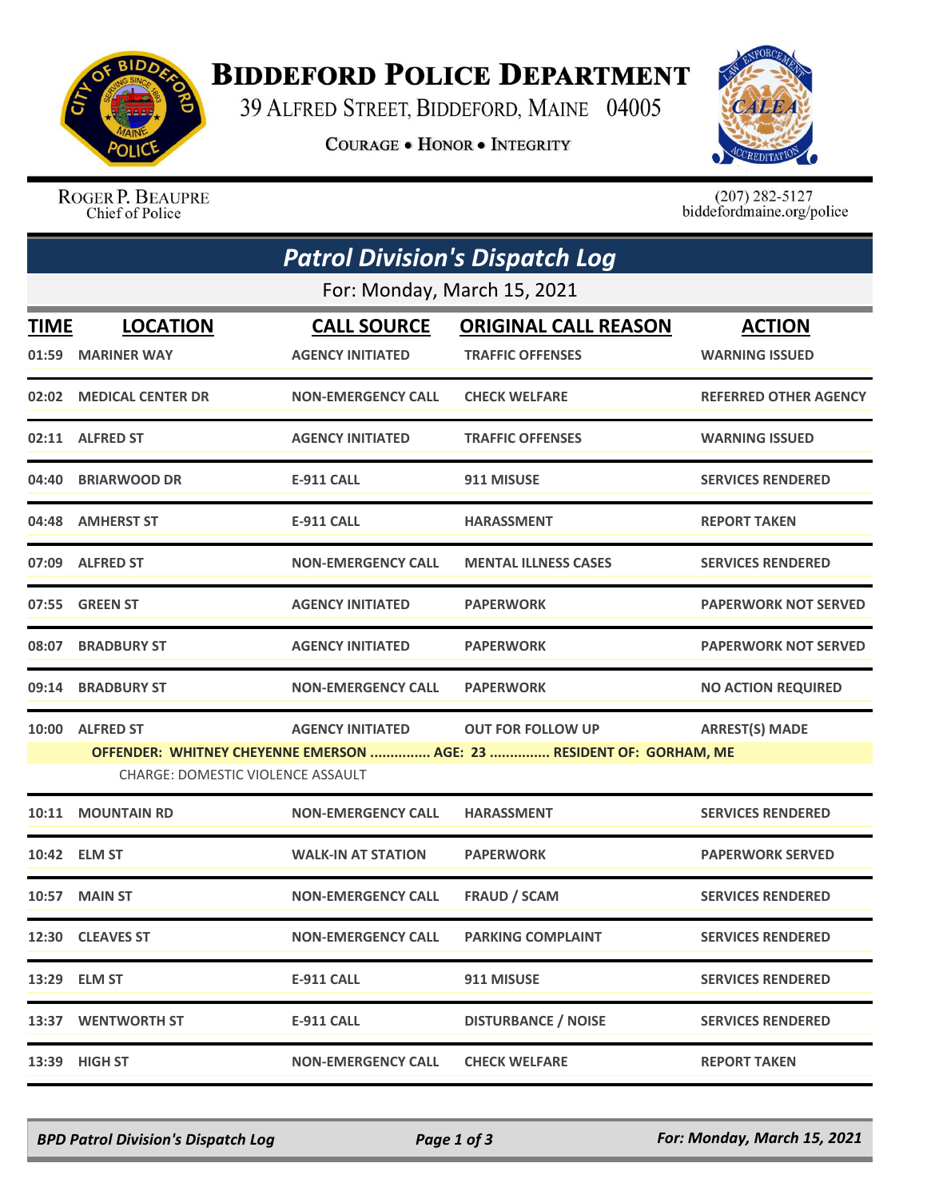# Biddeford Police Department

39 Alfred Street, Biddeford, Maine 04005

Courage • Honor • Integrity

Roger P. Beaupre
Chief of Police

(207) 282-5127
biddefordmaine.org/police

## Patrol Division's Dispatch Log

For: Monday, March 15, 2021

| TIME | LOCATION | CALL SOURCE | ORIGINAL CALL REASON | ACTION |
|---|---|---|---|---|
| 01:59 | MARINER WAY | AGENCY INITIATED | TRAFFIC OFFENSES | WARNING ISSUED |
| 02:02 | MEDICAL CENTER DR | NON-EMERGENCY CALL | CHECK WELFARE | REFERRED OTHER AGENCY |
| 02:11 | ALFRED ST | AGENCY INITIATED | TRAFFIC OFFENSES | WARNING ISSUED |
| 04:40 | BRIARWOOD DR | E-911 CALL | 911 MISUSE | SERVICES RENDERED |
| 04:48 | AMHERST ST | E-911 CALL | HARASSMENT | REPORT TAKEN |
| 07:09 | ALFRED ST | NON-EMERGENCY CALL | MENTAL ILLNESS CASES | SERVICES RENDERED |
| 07:55 | GREEN ST | AGENCY INITIATED | PAPERWORK | PAPERWORK NOT SERVED |
| 08:07 | BRADBURY ST | AGENCY INITIATED | PAPERWORK | PAPERWORK NOT SERVED |
| 09:14 | BRADBURY ST | NON-EMERGENCY CALL | PAPERWORK | NO ACTION REQUIRED |
| 10:00 | ALFRED ST | AGENCY INITIATED | OUT FOR FOLLOW UP | ARREST(S) MADE |
| | OFFENDER: WHITNEY CHEYENNE EMERSON ............... AGE: 23 ............... RESIDENT OF: GORHAM, ME | | | |
| | CHARGE: DOMESTIC VIOLENCE ASSAULT | | | |
| 10:11 | MOUNTAIN RD | NON-EMERGENCY CALL | HARASSMENT | SERVICES RENDERED |
| 10:42 | ELM ST | WALK-IN AT STATION | PAPERWORK | PAPERWORK SERVED |
| 10:57 | MAIN ST | NON-EMERGENCY CALL | FRAUD / SCAM | SERVICES RENDERED |
| 12:30 | CLEAVES ST | NON-EMERGENCY CALL | PARKING COMPLAINT | SERVICES RENDERED |
| 13:29 | ELM ST | E-911 CALL | 911 MISUSE | SERVICES RENDERED |
| 13:37 | WENTWORTH ST | E-911 CALL | DISTURBANCE / NOISE | SERVICES RENDERED |
| 13:39 | HIGH ST | NON-EMERGENCY CALL | CHECK WELFARE | REPORT TAKEN |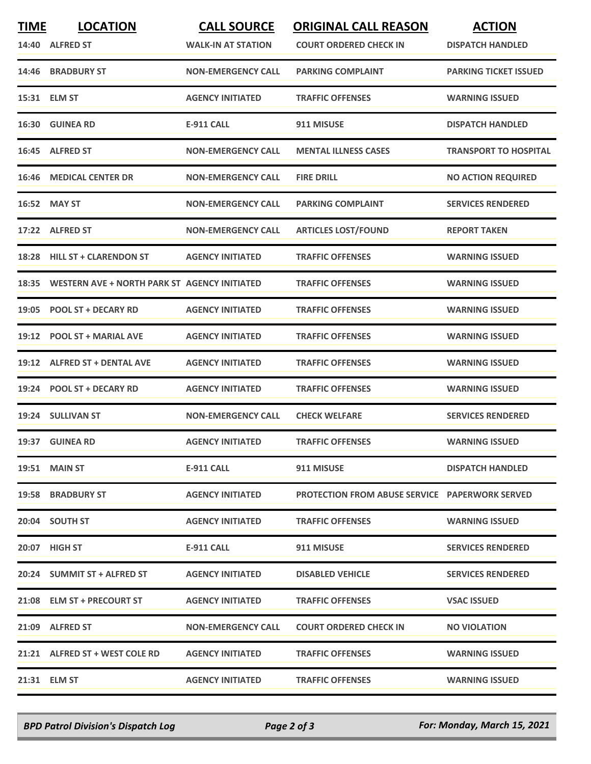| TIME | LOCATION | CALL SOURCE | ORIGINAL CALL REASON | ACTION |
|---|---|---|---|---|
| 14:40 | ALFRED ST | WALK-IN AT STATION | COURT ORDERED CHECK IN | DISPATCH HANDLED |
| 14:46 | BRADBURY ST | NON-EMERGENCY CALL | PARKING COMPLAINT | PARKING TICKET ISSUED |
| 15:31 | ELM ST | AGENCY INITIATED | TRAFFIC OFFENSES | WARNING ISSUED |
| 16:30 | GUINEA RD | E-911 CALL | 911 MISUSE | DISPATCH HANDLED |
| 16:45 | ALFRED ST | NON-EMERGENCY CALL | MENTAL ILLNESS CASES | TRANSPORT TO HOSPITAL |
| 16:46 | MEDICAL CENTER DR | NON-EMERGENCY CALL | FIRE DRILL | NO ACTION REQUIRED |
| 16:52 | MAY ST | NON-EMERGENCY CALL | PARKING COMPLAINT | SERVICES RENDERED |
| 17:22 | ALFRED ST | NON-EMERGENCY CALL | ARTICLES LOST/FOUND | REPORT TAKEN |
| 18:28 | HILL ST + CLARENDON ST | AGENCY INITIATED | TRAFFIC OFFENSES | WARNING ISSUED |
| 18:35 | WESTERN AVE + NORTH PARK ST | AGENCY INITIATED | TRAFFIC OFFENSES | WARNING ISSUED |
| 19:05 | POOL ST + DECARY RD | AGENCY INITIATED | TRAFFIC OFFENSES | WARNING ISSUED |
| 19:12 | POOL ST + MARIAL AVE | AGENCY INITIATED | TRAFFIC OFFENSES | WARNING ISSUED |
| 19:12 | ALFRED ST + DENTAL AVE | AGENCY INITIATED | TRAFFIC OFFENSES | WARNING ISSUED |
| 19:24 | POOL ST + DECARY RD | AGENCY INITIATED | TRAFFIC OFFENSES | WARNING ISSUED |
| 19:24 | SULLIVAN ST | NON-EMERGENCY CALL | CHECK WELFARE | SERVICES RENDERED |
| 19:37 | GUINEA RD | AGENCY INITIATED | TRAFFIC OFFENSES | WARNING ISSUED |
| 19:51 | MAIN ST | E-911 CALL | 911 MISUSE | DISPATCH HANDLED |
| 19:58 | BRADBURY ST | AGENCY INITIATED | PROTECTION FROM ABUSE SERVICE | PAPERWORK SERVED |
| 20:04 | SOUTH ST | AGENCY INITIATED | TRAFFIC OFFENSES | WARNING ISSUED |
| 20:07 | HIGH ST | E-911 CALL | 911 MISUSE | SERVICES RENDERED |
| 20:24 | SUMMIT ST + ALFRED ST | AGENCY INITIATED | DISABLED VEHICLE | SERVICES RENDERED |
| 21:08 | ELM ST + PRECOURT ST | AGENCY INITIATED | TRAFFIC OFFENSES | VSAC ISSUED |
| 21:09 | ALFRED ST | NON-EMERGENCY CALL | COURT ORDERED CHECK IN | NO VIOLATION |
| 21:21 | ALFRED ST + WEST COLE RD | AGENCY INITIATED | TRAFFIC OFFENSES | WARNING ISSUED |
| 21:31 | ELM ST | AGENCY INITIATED | TRAFFIC OFFENSES | WARNING ISSUED |

*BPD Patrol Division's Dispatch Log* — *For: Monday, March 15, 2021*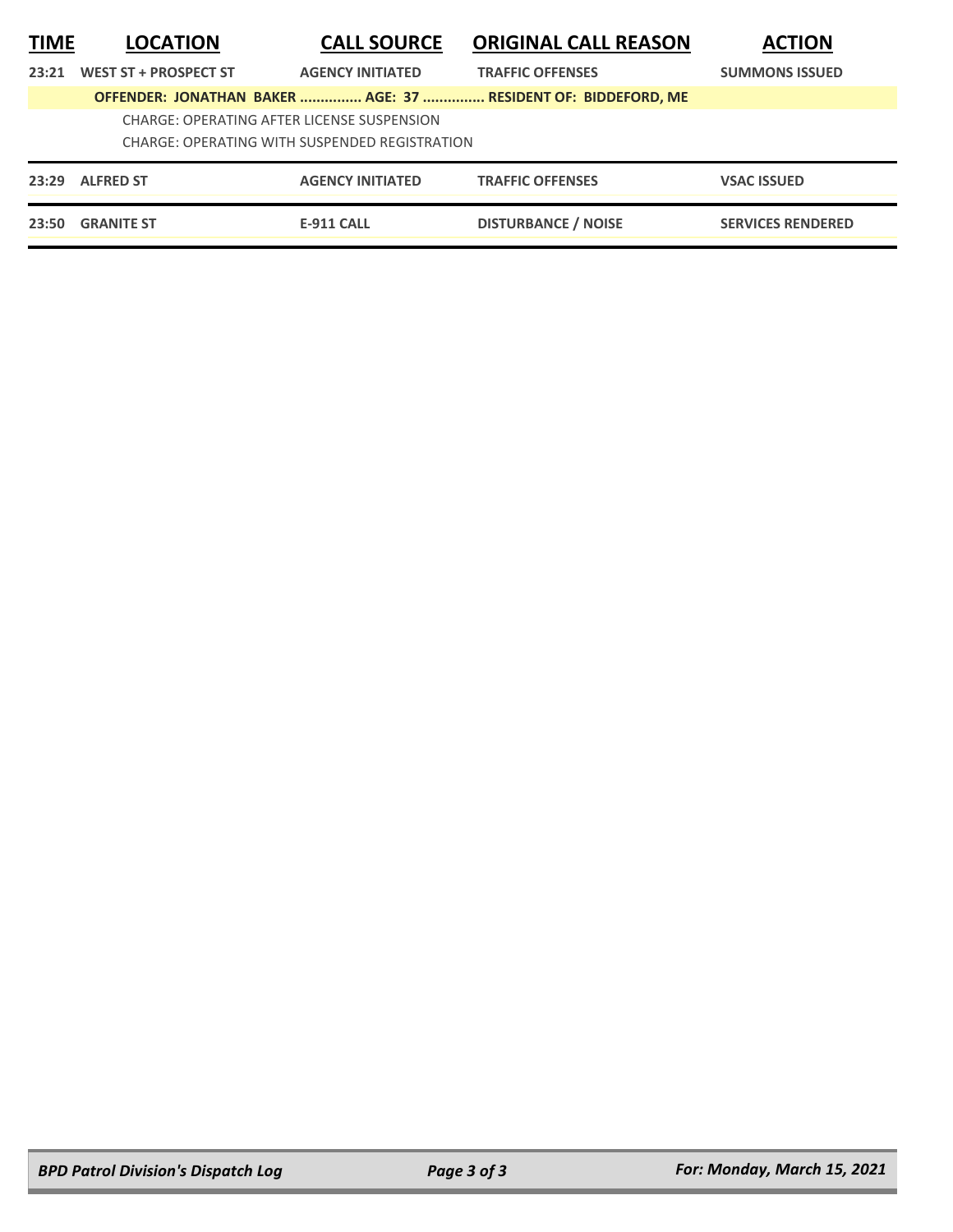| TIME | LOCATION | CALL SOURCE | ORIGINAL CALL REASON | ACTION |
| --- | --- | --- | --- | --- |
| 23:21 | WEST ST + PROSPECT ST | AGENCY INITIATED | TRAFFIC OFFENSES | SUMMONS ISSUED |
| | **OFFENDER: JONATHAN BAKER ............... AGE: 37 ............... RESIDENT OF: BIDDEFORD, ME** | | | |
| | CHARGE: OPERATING AFTER LICENSE SUSPENSION | | | |
| | CHARGE: OPERATING WITH SUSPENDED REGISTRATION | | | |
| 23:29 | ALFRED ST | AGENCY INITIATED | TRAFFIC OFFENSES | VSAC ISSUED |
| 23:50 | GRANITE ST | E-911 CALL | DISTURBANCE / NOISE | SERVICES RENDERED |